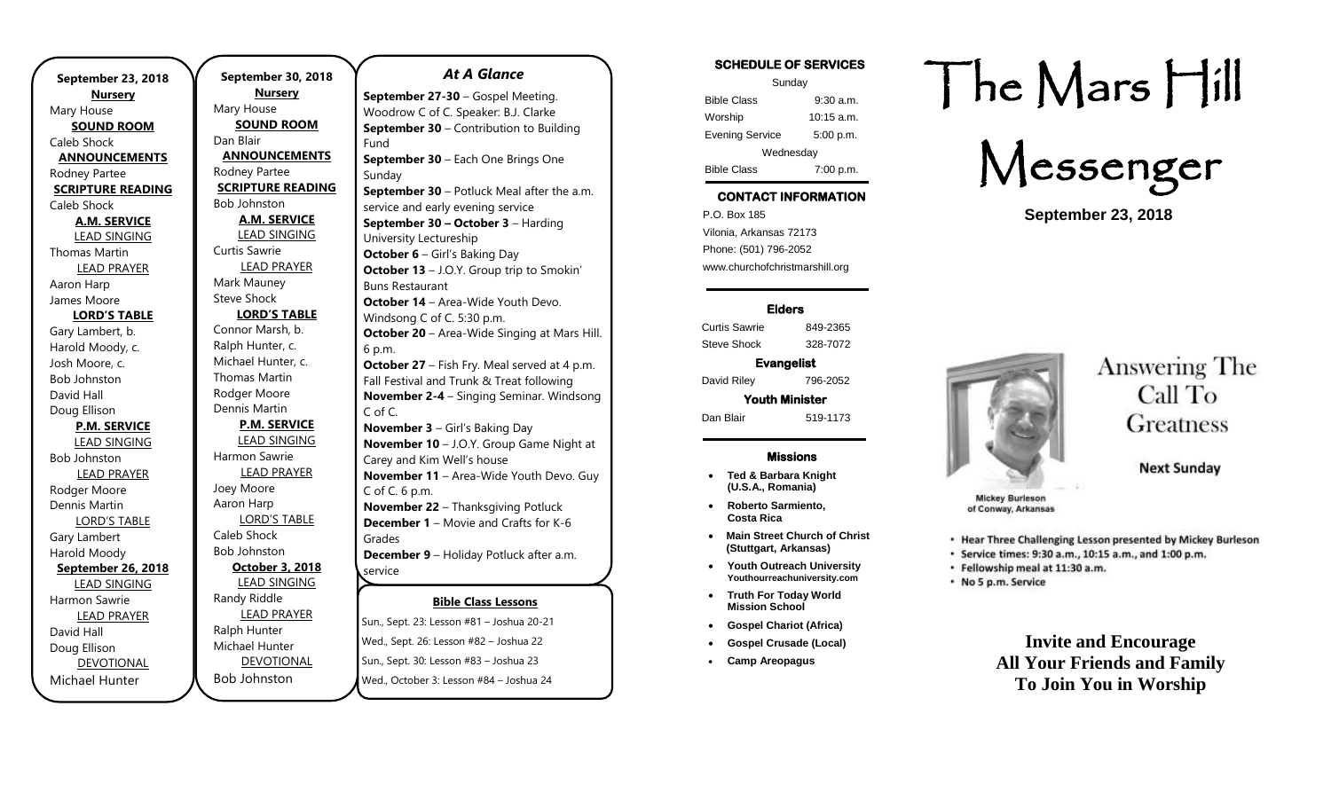**September 23, 2018**

**Nursery**
Mary House

**SOUND ROOM**
Caleb Shock

**ANNOUNCEMENTS**
Rodney Partee

**SCRIPTURE READING**
Caleb Shock

**A.M. SERVICE**

LEAD SINGING
Thomas Martin

LEAD PRAYER
Aaron Harp
James Moore

**LORD'S TABLE**
Gary Lambert, b.
Harold Moody, c.
Josh Moore, c.
Bob Johnston
David Hall
Doug Ellison

**P.M. SERVICE**

LEAD SINGING
Bob Johnston

LEAD PRAYER
Rodger Moore
Dennis Martin

LORD'S TABLE
Gary Lambert
Harold Moody

**September 26, 2018**

LEAD SINGING
Harmon Sawrie

LEAD PRAYER
David Hall
Doug Ellison

DEVOTIONAL
Michael Hunter

**September 30, 2018**

**Nursery**
Mary House

**SOUND ROOM**
Dan Blair

**ANNOUNCEMENTS**
Rodney Partee

**SCRIPTURE READING**
Bob Johnston

**A.M. SERVICE**

LEAD SINGING
Curtis Sawrie

LEAD PRAYER
Mark Mauney
Steve Shock

**LORD'S TABLE**
Connor Marsh, b.
Ralph Hunter, c.
Michael Hunter, c.
Thomas Martin
Rodger Moore
Dennis Martin

**P.M. SERVICE**

LEAD SINGING
Harmon Sawrie

LEAD PRAYER
Joey Moore
Aaron Harp

LORD'S TABLE
Caleb Shock
Bob Johnston

**October 3, 2018**

LEAD SINGING
Randy Riddle

LEAD PRAYER
Ralph Hunter
Michael Hunter

DEVOTIONAL
Bob Johnston

## *At A Glance*

**September 27-30** – Gospel Meeting. Woodrow C of C. Speaker: B.J. Clarke
**September 30** – Contribution to Building Fund
**September 30** – Each One Brings One Sunday
**September 30** – Potluck Meal after the a.m. service and early evening service
**September 30 – October 3** – Harding University Lectureship
**October 6** – Girl's Baking Day
**October 13** – J.O.Y. Group trip to Smokin' Buns Restaurant
**October 14** – Area-Wide Youth Devo. Windsong C of C. 5:30 p.m.
**October 20** – Area-Wide Singing at Mars Hill. 6 p.m.
**October 27** – Fish Fry. Meal served at 4 p.m. Fall Festival and Trunk & Treat following
**November 2-4** – Singing Seminar. Windsong C of C.
**November 3** – Girl's Baking Day
**November 10** – J.O.Y. Group Game Night at Carey and Kim Well's house
**November 11** – Area-Wide Youth Devo. Guy C of C. 6 p.m.
**November 22** – Thanksgiving Potluck
**December 1** – Movie and Crafts for K-6 Grades
**December 9** – Holiday Potluck after a.m. service

### Bible Class Lessons

Sun., Sept. 23: Lesson #81 – Joshua 20-21
Wed., Sept. 26: Lesson #82 – Joshua 22
Sun., Sept. 30: Lesson #83 – Joshua 23
Wed., October 3: Lesson #84 – Joshua 24

### SCHEDULE OF SERVICES

| Sunday | |
|---|---|
| Bible Class | 9:30 a.m. |
| Worship | 10:15 a.m. |
| Evening Service | 5:00 p.m. |
| Wednesday | |
| Bible Class | 7:00 p.m. |

### CONTACT INFORMATION

P.O. Box 185
Vilonia, Arkansas 72173
Phone: (501) 796-2052
www.churchofchristmarshill.org

### Elders

Curtis Sawrie 849-2365
Steve Shock 328-7072

**Evangelist**
David Riley 796-2052

**Youth Minister**
Dan Blair 519-1173

### Missions

- **Ted & Barbara Knight (U.S.A., Romania)**
- **Roberto Sarmiento, Costa Rica**
- **Main Street Church of Christ (Stuttgart, Arkansas)**
- **Youth Outreach University Youthourreachuniversity.com**
- **Truth For Today World Mission School**
- **Gospel Chariot (Africa)**
- **Gospel Crusade (Local)**
- **Camp Areopagus**

# The Mars Hill Messenger

**September 23, 2018**

## Answering The Call To Greatness

**Next Sunday**

Mickey Burleson of Conway, Arkansas

- Hear Three Challenging Lesson presented by Mickey Burleson
- Service times: 9:30 a.m., 10:15 a.m., and 1:00 p.m.
- Fellowship meal at 11:30 a.m.
- No 5 p.m. Service

**Invite and Encourage All Your Friends and Family To Join You in Worship**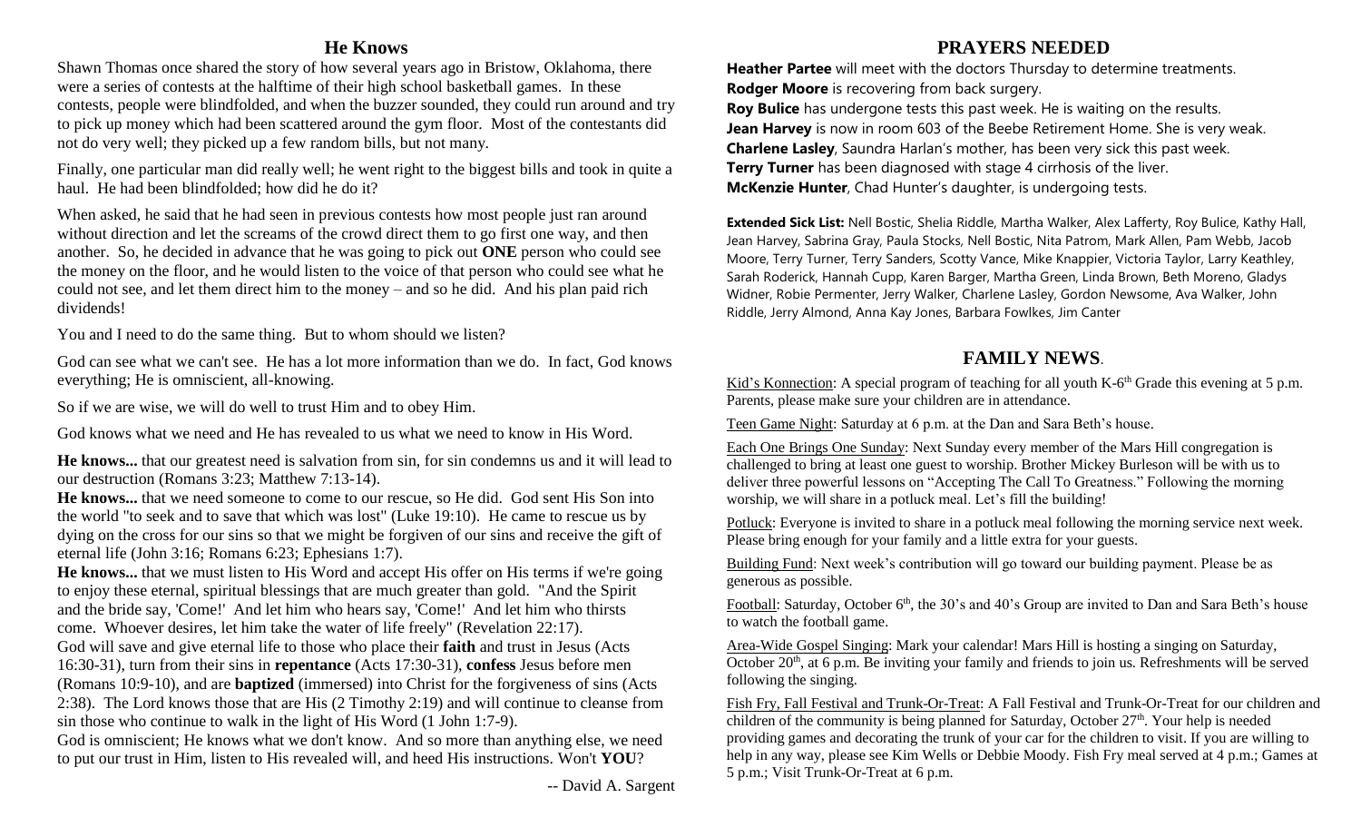## He Knows

Shawn Thomas once shared the story of how several years ago in Bristow, Oklahoma, there were a series of contests at the halftime of their high school basketball games. In these contests, people were blindfolded, and when the buzzer sounded, they could run around and try to pick up money which had been scattered around the gym floor. Most of the contestants did not do very well; they picked up a few random bills, but not many.

Finally, one particular man did really well; he went right to the biggest bills and took in quite a haul. He had been blindfolded; how did he do it?

When asked, he said that he had seen in previous contests how most people just ran around without direction and let the screams of the crowd direct them to go first one way, and then another. So, he decided in advance that he was going to pick out **ONE** person who could see the money on the floor, and he would listen to the voice of that person who could see what he could not see, and let them direct him to the money – and so he did. And his plan paid rich dividends!

You and I need to do the same thing. But to whom should we listen?

God can see what we can't see. He has a lot more information than we do. In fact, God knows everything; He is omniscient, all-knowing.

So if we are wise, we will do well to trust Him and to obey Him.

God knows what we need and He has revealed to us what we need to know in His Word.

**He knows...** that our greatest need is salvation from sin, for sin condemns us and it will lead to our destruction (Romans 3:23; Matthew 7:13-14).

**He knows...** that we need someone to come to our rescue, so He did. God sent His Son into the world "to seek and to save that which was lost" (Luke 19:10). He came to rescue us by dying on the cross for our sins so that we might be forgiven of our sins and receive the gift of eternal life (John 3:16; Romans 6:23; Ephesians 1:7).

**He knows...** that we must listen to His Word and accept His offer on His terms if we're going to enjoy these eternal, spiritual blessings that are much greater than gold. "And the Spirit and the bride say, 'Come!' And let him who hears say, 'Come!' And let him who thirsts come. Whoever desires, let him take the water of life freely" (Revelation 22:17).

God will save and give eternal life to those who place their **faith** and trust in Jesus (Acts 16:30-31), turn from their sins in **repentance** (Acts 17:30-31), **confess** Jesus before men (Romans 10:9-10), and are **baptized** (immersed) into Christ for the forgiveness of sins (Acts 2:38). The Lord knows those that are His (2 Timothy 2:19) and will continue to cleanse from sin those who continue to walk in the light of His Word (1 John 1:7-9).

God is omniscient; He knows what we don't know. And so more than anything else, we need to put our trust in Him, listen to His revealed will, and heed His instructions. Won't **YOU**?

-- David A. Sargent

## PRAYERS NEEDED

**Heather Partee** will meet with the doctors Thursday to determine treatments.
**Rodger Moore** is recovering from back surgery.
**Roy Bulice** has undergone tests this past week. He is waiting on the results.
**Jean Harvey** is now in room 603 of the Beebe Retirement Home. She is very weak.
**Charlene Lasley**, Saundra Harlan's mother, has been very sick this past week.
**Terry Turner** has been diagnosed with stage 4 cirrhosis of the liver.
**McKenzie Hunter**, Chad Hunter's daughter, is undergoing tests.

**Extended Sick List:** Nell Bostic, Shelia Riddle, Martha Walker, Alex Lafferty, Roy Bulice, Kathy Hall, Jean Harvey, Sabrina Gray, Paula Stocks, Nell Bostic, Nita Patrom, Mark Allen, Pam Webb, Jacob Moore, Terry Turner, Terry Sanders, Scotty Vance, Mike Knappier, Victoria Taylor, Larry Keathley, Sarah Roderick, Hannah Cupp, Karen Barger, Martha Green, Linda Brown, Beth Moreno, Gladys Widner, Robie Permenter, Jerry Walker, Charlene Lasley, Gordon Newsome, Ava Walker, John Riddle, Jerry Almond, Anna Kay Jones, Barbara Fowlkes, Jim Canter

## FAMILY NEWS.

Kid's Konnection: A special program of teaching for all youth K-6th Grade this evening at 5 p.m. Parents, please make sure your children are in attendance.

Teen Game Night: Saturday at 6 p.m. at the Dan and Sara Beth's house.

Each One Brings One Sunday: Next Sunday every member of the Mars Hill congregation is challenged to bring at least one guest to worship. Brother Mickey Burleson will be with us to deliver three powerful lessons on "Accepting The Call To Greatness." Following the morning worship, we will share in a potluck meal. Let's fill the building!

Potluck: Everyone is invited to share in a potluck meal following the morning service next week. Please bring enough for your family and a little extra for your guests.

Building Fund: Next week's contribution will go toward our building payment. Please be as generous as possible.

Football: Saturday, October 6th, the 30's and 40's Group are invited to Dan and Sara Beth's house to watch the football game.

Area-Wide Gospel Singing: Mark your calendar! Mars Hill is hosting a singing on Saturday, October 20th, at 6 p.m. Be inviting your family and friends to join us. Refreshments will be served following the singing.

Fish Fry, Fall Festival and Trunk-Or-Treat: A Fall Festival and Trunk-Or-Treat for our children and children of the community is being planned for Saturday, October 27th. Your help is needed providing games and decorating the trunk of your car for the children to visit. If you are willing to help in any way, please see Kim Wells or Debbie Moody. Fish Fry meal served at 4 p.m.; Games at 5 p.m.; Visit Trunk-Or-Treat at 6 p.m.